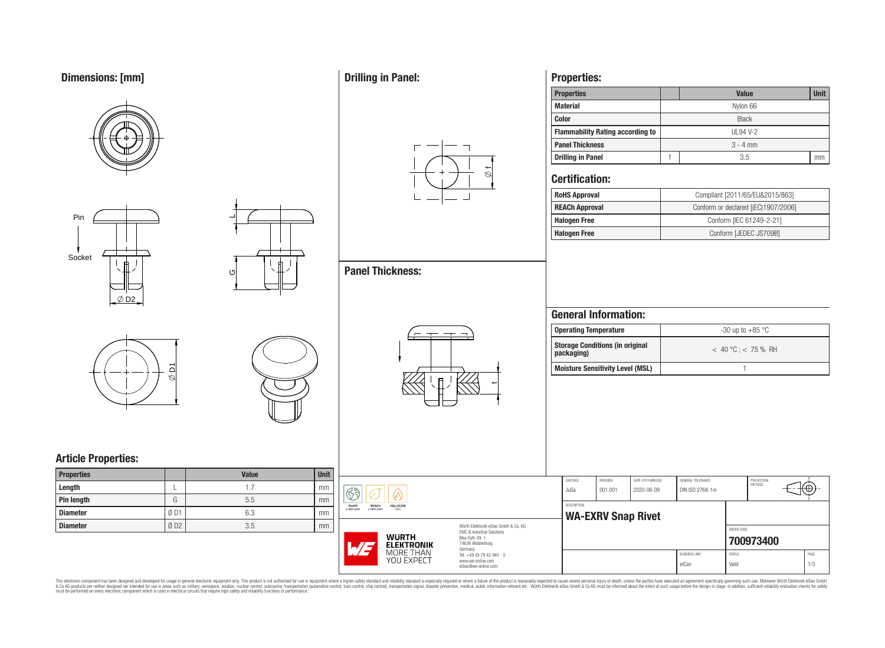## Dimensions: [mm]

Pin

Socket

∅ D2

L

G

∅ D1

## Article Properties:

| Properties | | Value | Unit |
|---|---|---|---|
| Length | L | 1.7 | mm |
| Pin length | G | 5.5 | mm |
| Diameter | Ø D1 | 6.3 | mm |
| Diameter | Ø D2 | 3.5 | mm |

## Drilling in Panel:

∅ f

## Panel Thickness:

t

## Properties:

| Properties | | Value | Unit |
|---|---|---|---|
| Material | | Nylon 66 | |
| Color | | Black | |
| Flammability Rating according to | | UL94 V-2 | |
| Panel Thickness | | 3 - 4 mm | |
| Drilling in Panel | f | 3.5 | mm |

## Certification:

| | |
|---|---|
| RoHS Approval | Compliant [2011/65/EU&2015/863] |
| REACh Approval | Conform or declared [(EC)1907/2006] |
| Halogen Free | Conform [IEC 61249-2-21] |
| Halogen Free | Conform [JEDEC JS709B] |

## General Information:

| | |
|---|---|
| Operating Temperature | -30 up to +85 °C |
| Storage Conditions (in original packaging) | < 40 °C ; < 75 % RH |
| Moisture Sensitivity Level (MSL) | 1 |

| CHECKED | REVISION | DATE (YYYY-MM-DD) | GENERAL TOLERANCE | PROJECTION METHOD |
|---|---|---|---|---|
| JuSa | 001.001 | 2020-06-09 | DIN ISO 2768-1m | |

DESCRIPTION

**WA-EXRV Snap Rivet**

ORDER CODE

**700973400**

| BUSINESS UNIT | STATUS | PAGE |
|---|---|---|
| eiCan | Valid | 1/3 |

RoHS COMPLIANT REACh COMPLIANT HALOGEN FREE

WÜRTH ELEKTRONIK MORE THAN YOU EXPECT

Würth Elektronik eiSos GmbH & Co. KG
EMC & Inductive Solutions
Max-Eyth-Str. 1
74638 Waldenburg
Germany
Tel. +49 (0) 79 42 945 - 0
www.we-online.com
eiSos@we-online.com

This electronic component has been designed and developed for usage in general electronic equipment only. This product is not authorized for use in equipment where a higher safety standard and reliability standard is especially required or where a failure of the product is reasonably expected to cause severe personal injury or death, unless the parties have executed an agreement specifically governing such use. Moreover Würth Elektronik eiSos GmbH & Co KG products are neither designed nor intended for use in areas such as military, aerospace, aviation, nuclear control, submarine, transportation (automotive control, train control, ship control), transportation signal, disaster prevention, medical, public information network etc.. Würth Elektronik eiSos GmbH & Co KG must be informed about the intent of such usage before the design-in stage. In addition, sufficient reliability evaluation checks for safety must be performed on every electronic component which is used in electrical circuits that require high safety and reliability functions or performance.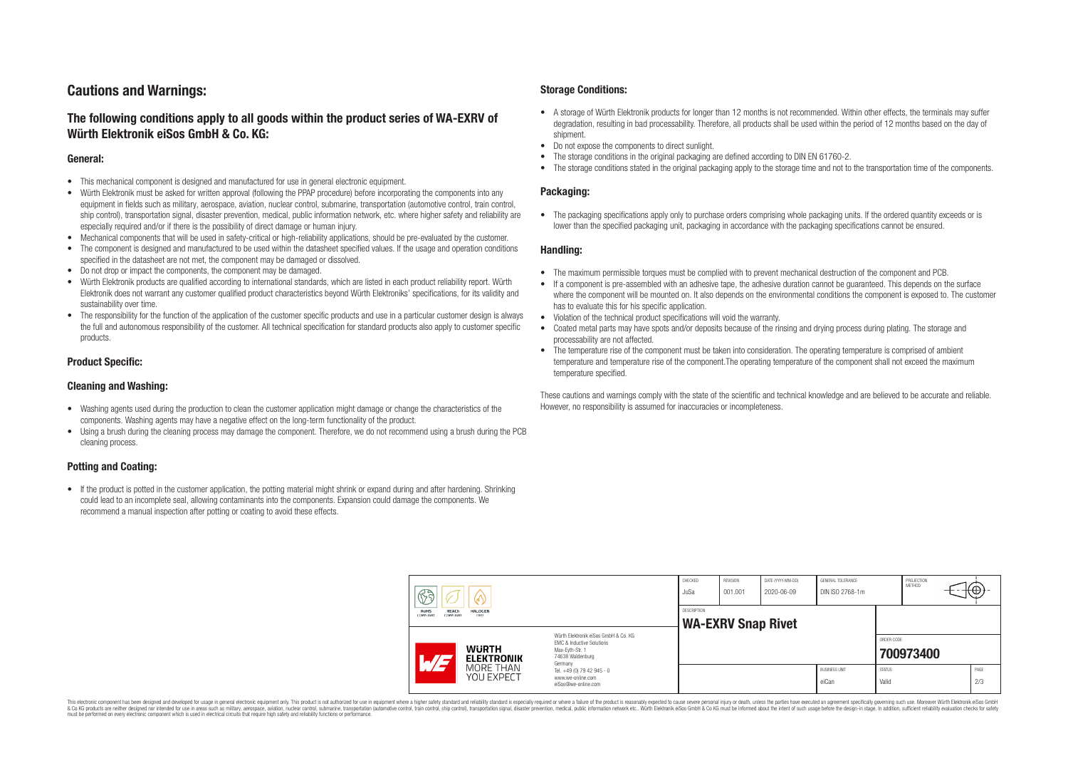# Cautions and Warnings:

## The following conditions apply to all goods within the product series of WA-EXRV of Würth Elektronik eiSos GmbH & Co. KG:

### General:

- This mechanical component is designed and manufactured for use in general electronic equipment.
- Würth Elektronik must be asked for written approval (following the PPAP procedure) before incorporating the components into any equipment in fields such as military, aerospace, aviation, nuclear control, submarine, transportation (automotive control, train control, ship control), transportation signal, disaster prevention, medical, public information network, etc. where higher safety and reliability are especially required and/or if there is the possibility of direct damage or human injury.
- Mechanical components that will be used in safety-critical or high-reliability applications, should be pre-evaluated by the customer.
- The component is designed and manufactured to be used within the datasheet specified values. If the usage and operation conditions specified in the datasheet are not met, the component may be damaged or dissolved.
- Do not drop or impact the components, the component may be damaged.
- Würth Elektronik products are qualified according to international standards, which are listed in each product reliability report. Würth Elektronik does not warrant any customer qualified product characteristics beyond Würth Elektroniks' specifications, for its validity and sustainability over time.
- The responsibility for the function of the application of the customer specific products and use in a particular customer design is always the full and autonomous responsibility of the customer. All technical specification for standard products also apply to customer specific products.

### Product Specific:

### Cleaning and Washing:

- Washing agents used during the production to clean the customer application might damage or change the characteristics of the components. Washing agents may have a negative effect on the long-term functionality of the product.
- Using a brush during the cleaning process may damage the component. Therefore, we do not recommend using a brush during the PCB cleaning process.

### Potting and Coating:

- If the product is potted in the customer application, the potting material might shrink or expand during and after hardening. Shrinking could lead to an incomplete seal, allowing contaminants into the components. Expansion could damage the components. We recommend a manual inspection after potting or coating to avoid these effects.

### Storage Conditions:

- A storage of Würth Elektronik products for longer than 12 months is not recommended. Within other effects, the terminals may suffer degradation, resulting in bad processability. Therefore, all products shall be used within the period of 12 months based on the day of shipment.
- Do not expose the components to direct sunlight.
- The storage conditions in the original packaging are defined according to DIN EN 61760-2.
- The storage conditions stated in the original packaging apply to the storage time and not to the transportation time of the components.

### Packaging:

- The packaging specifications apply only to purchase orders comprising whole packaging units. If the ordered quantity exceeds or is lower than the specified packaging unit, packaging in accordance with the packaging specifications cannot be ensured.

### Handling:

- The maximum permissible torques must be complied with to prevent mechanical destruction of the component and PCB.
- If a component is pre-assembled with an adhesive tape, the adhesive duration cannot be guaranteed. This depends on the surface where the component will be mounted on. It also depends on the environmental conditions the component is exposed to. The customer has to evaluate this for his specific application.
- Violation of the technical product specifications will void the warranty.
- Coated metal parts may have spots and/or deposits because of the rinsing and drying process during plating. The storage and processability are not affected.
- The temperature rise of the component must be taken into consideration. The operating temperature is comprised of ambient temperature and temperature rise of the component.The operating temperature of the component shall not exceed the maximum temperature specified.

These cautions and warnings comply with the state of the scientific and technical knowledge and are believed to be accurate and reliable. However, no responsibility is assumed for inaccuracies or incompleteness.

| CHECKED | REVISION | DATE (YYYY-MM-DD) | GENERAL TOLERANCE | PROJECTION METHOD |
|---|---|---|---|---|
| JuSa | 001.001 | 2020-06-09 | DIN ISO 2768-1m | |

DESCRIPTION: **WA-EXRV Snap Rivet**

ORDER CODE: **700973400**

| BUSINESS UNIT | STATUS | PAGE |
|---|---|---|
| eiCan | Valid | 2/3 |

Würth Elektronik eiSos GmbH & Co. KG
EMC & Inductive Solutions
Max-Eyth-Str. 1
74638 Waldenburg
Germany
Tel. +49 (0) 79 42 945 - 0
www.we-online.com
eiSos@we-online.com

This electronic component has been designed and developed for usage in general electronic equipment only. This product is not authorized for use in equipment where a higher safety standard and reliability standard is especially required or where a failure of the product is reasonably expected to cause severe personal injury or death, unless the parties have executed an agreement specifically governing such use. Moreover Würth Elektronik eiSos GmbH & Co KG products are neither designed nor intended for use in areas such as military, aerospace, aviation, nuclear control, submarine, transportation (automotive control, train control, ship control), transportation signal, disaster prevention, medical, public information network etc.. Würth Elektronik eiSos GmbH & Co KG must be informed about the intent of such usage before the design-in stage. In addition, sufficient reliability evaluation checks for safety must be performed on every electronic component which is used in electrical circuits that require high safety and reliability functions or performance.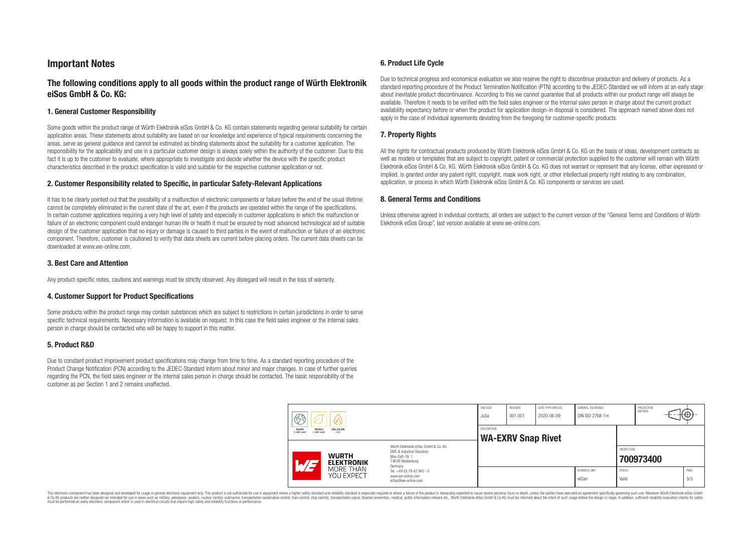# Important Notes

## The following conditions apply to all goods within the product range of Würth Elektronik eiSos GmbH & Co. KG:

### 1. General Customer Responsibility

Some goods within the product range of Würth Elektronik eiSos GmbH & Co. KG contain statements regarding general suitability for certain application areas. These statements about suitability are based on our knowledge and experience of typical requirements concerning the areas, serve as general guidance and cannot be estimated as binding statements about the suitability for a customer application. The responsibility for the applicability and use in a particular customer design is always solely within the authority of the customer. Due to this fact it is up to the customer to evaluate, where appropriate to investigate and decide whether the device with the specific product characteristics described in the product specification is valid and suitable for the respective customer application or not.

### 2. Customer Responsibility related to Specific, in particular Safety-Relevant Applications

It has to be clearly pointed out that the possibility of a malfunction of electronic components or failure before the end of the usual lifetime cannot be completely eliminated in the current state of the art, even if the products are operated within the range of the specifications. In certain customer applications requiring a very high level of safety and especially in customer applications in which the malfunction or failure of an electronic component could endanger human life or health it must be ensured by most advanced technological aid of suitable design of the customer application that no injury or damage is caused to third parties in the event of malfunction or failure of an electronic component. Therefore, customer is cautioned to verify that data sheets are current before placing orders. The current data sheets can be downloaded at www.we-online.com.

### 3. Best Care and Attention

Any product-specific notes, cautions and warnings must be strictly observed. Any disregard will result in the loss of warranty.

### 4. Customer Support for Product Specifications

Some products within the product range may contain substances which are subject to restrictions in certain jurisdictions in order to serve specific technical requirements. Necessary information is available on request. In this case the field sales engineer or the internal sales person in charge should be contacted who will be happy to support in this matter.

### 5. Product R&D

Due to constant product improvement product specifications may change from time to time. As a standard reporting procedure of the Product Change Notification (PCN) according to the JEDEC-Standard inform about minor and major changes. In case of further queries regarding the PCN, the field sales engineer or the internal sales person in charge should be contacted. The basic responsibility of the customer as per Section 1 and 2 remains unaffected.

### 6. Product Life Cycle

Due to technical progress and economical evaluation we also reserve the right to discontinue production and delivery of products. As a standard reporting procedure of the Product Termination Notification (PTN) according to the JEDEC-Standard we will inform at an early stage about inevitable product discontinuance. According to this we cannot guarantee that all products within our product range will always be available. Therefore it needs to be verified with the field sales engineer or the internal sales person in charge about the current product availability expectancy before or when the product for application design-in disposal is considered. The approach named above does not apply in the case of individual agreements deviating from the foregoing for customer-specific products.

### 7. Property Rights

All the rights for contractual products produced by Würth Elektronik eiSos GmbH & Co. KG on the basis of ideas, development contracts as well as models or templates that are subject to copyright, patent or commercial protection supplied to the customer will remain with Würth Elektronik eiSos GmbH & Co. KG. Würth Elektronik eiSos GmbH & Co. KG does not warrant or represent that any license, either expressed or implied, is granted under any patent right, copyright, mask work right, or other intellectual property right relating to any combination, application, or process in which Würth Elektronik eiSos GmbH & Co. KG components or services are used.

### 8. General Terms and Conditions

Unless otherwise agreed in individual contracts, all orders are subject to the current version of the "General Terms and Conditions of Würth Elektronik eiSos Group", last version available at www.we-online.com.

| | | | | | | |
|---|---|---|---|---|---|---|
| RoHS COMPLIANT, REACh COMPLIANT, HALOGEN FREE | CHECKED JuSa | REVISION 001.001 | DATE (YYYY-MM-DD) 2020-06-09 | GENERAL TOLERANCE DIN ISO 2768-1m | PROJECTION METHOD | |
| | DESCRIPTION **WA-EXRV Snap Rivet** | | | | | |
| WÜRTH ELEKTRONIK MORE THAN YOU EXPECT — Würth Elektronik eiSos GmbH & Co. KG, EMC & Inductive Solutions, Max-Eyth-Str. 1, 74638 Waldenburg, Germany, Tel. +49 (0) 79 42 945 - 0, www.we-online.com, eiSos@we-online.com | | | | | ORDER CODE **700973400** | |
| | | | | BUSINESS UNIT eiCan | STATUS Valid | PAGE 3/3 |

This electronic component has been designed and developed for usage in general electronic equipment only. This product is not authorized for use in equipment where a higher safety standard and reliability standard is especially required or where a failure of the product is reasonably expected to cause severe personal injury or death, unless the parties have executed an agreement specifically governing such use. Moreover Würth Elektronik eiSos GmbH & Co KG products are neither designed nor intended for use in areas such as military, aerospace, aviation, nuclear control, submarine, transportation (automotive control, train control, ship control), transportation signal, disaster prevention, medical, public information network etc.. Würth Elektronik eiSos GmbH & Co KG must be informed about the intent of such usage before the design-in stage. In addition, sufficient reliability evaluation checks for safety must be performed on every electronic component which is used in electrical circuits that require high safety and reliability functions or performance.